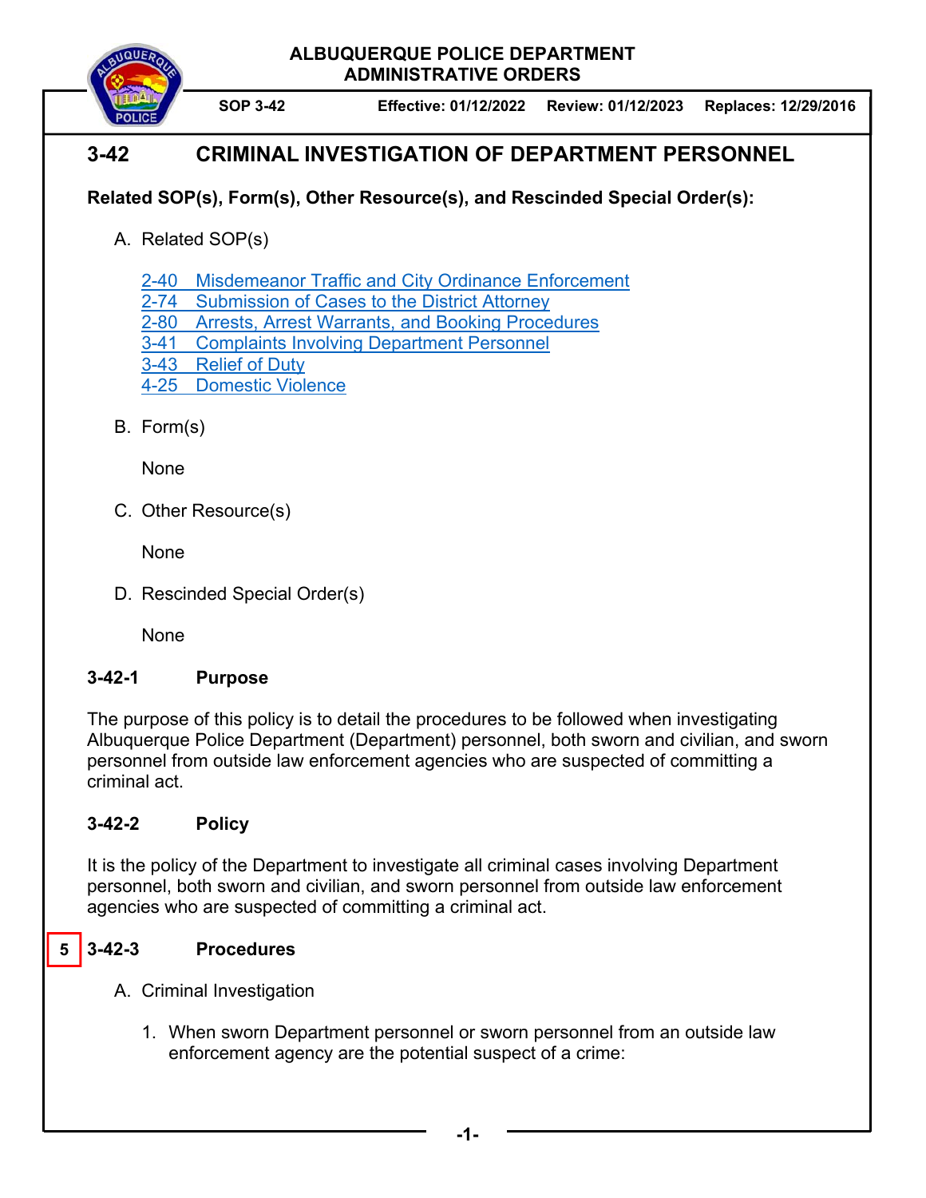ALBUQUERQUE POLICE DEPARTMENT
ADMINISTRATIVE ORDERS

**SOP 3-42** **Effective: 01/12/2022** **Review: 01/12/2023** **Replaces: 12/29/2016**

# 3-42 CRIMINAL INVESTIGATION OF DEPARTMENT PERSONNEL

**Related SOP(s), Form(s), Other Resource(s), and Rescinded Special Order(s):**

A. Related SOP(s)

   2-40 Misdemeanor Traffic and City Ordinance Enforcement
   2-74 Submission of Cases to the District Attorney
   2-80 Arrests, Arrest Warrants, and Booking Procedures
   3-41 Complaints Involving Department Personnel
   3-43 Relief of Duty
   4-25 Domestic Violence

B. Form(s)

   None

C. Other Resource(s)

   None

D. Rescinded Special Order(s)

   None

## 3-42-1 Purpose

The purpose of this policy is to detail the procedures to be followed when investigating Albuquerque Police Department (Department) personnel, both sworn and civilian, and sworn personnel from outside law enforcement agencies who are suspected of committing a criminal act.

## 3-42-2 Policy

It is the policy of the Department to investigate all criminal cases involving Department personnel, both sworn and civilian, and sworn personnel from outside law enforcement agencies who are suspected of committing a criminal act.

## 5 3-42-3 Procedures

A. Criminal Investigation

   1. When sworn Department personnel or sworn personnel from an outside law enforcement agency are the potential suspect of a crime: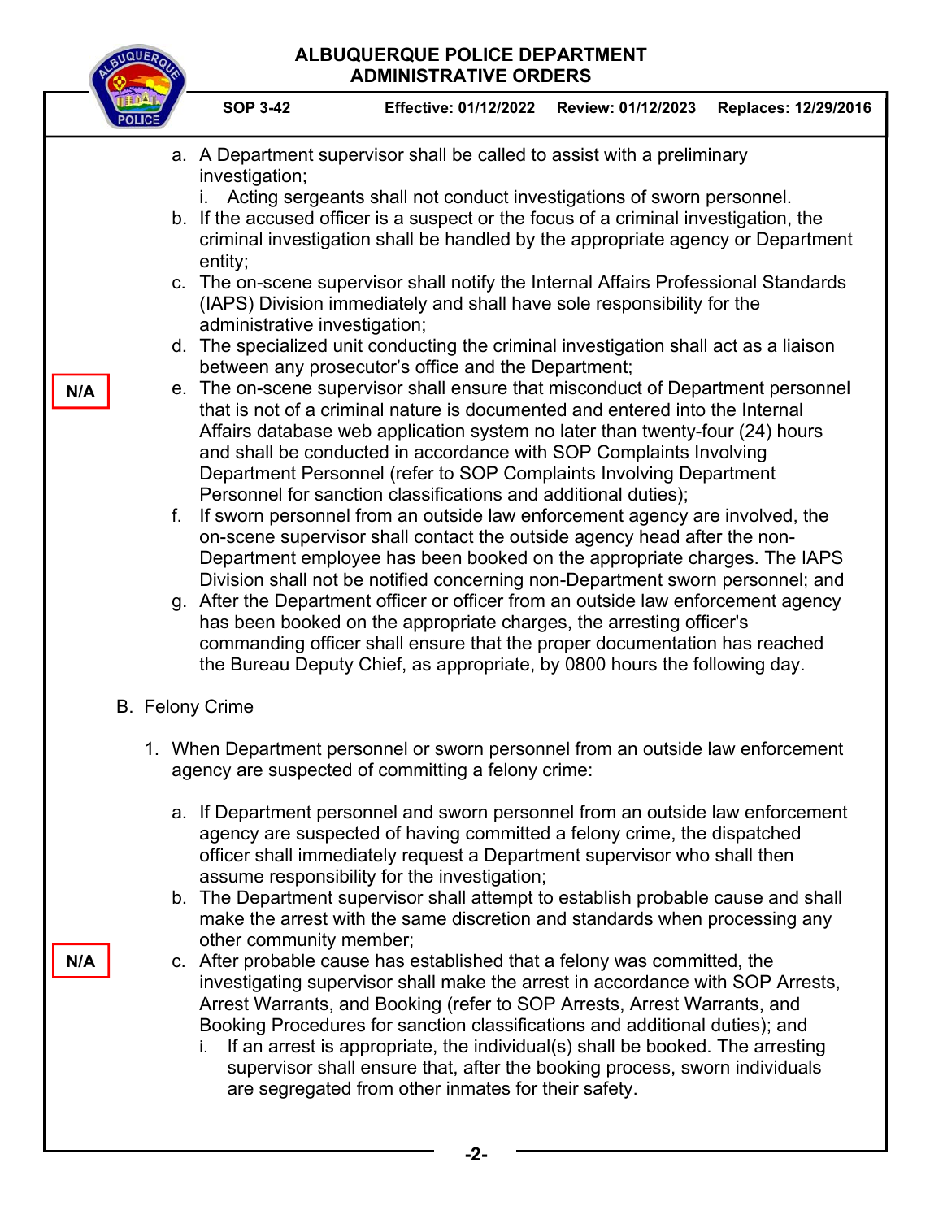a. A Department supervisor shall be called to assist with a preliminary investigation;
   i. Acting sergeants shall not conduct investigations of sworn personnel.
b. If the accused officer is a suspect or the focus of a criminal investigation, the criminal investigation shall be handled by the appropriate agency or Department entity;
c. The on-scene supervisor shall notify the Internal Affairs Professional Standards (IAPS) Division immediately and shall have sole responsibility for the administrative investigation;
d. The specialized unit conducting the criminal investigation shall act as a liaison between any prosecutor's office and the Department;

N/A

e. The on-scene supervisor shall ensure that misconduct of Department personnel that is not of a criminal nature is documented and entered into the Internal Affairs database web application system no later than twenty-four (24) hours and shall be conducted in accordance with SOP Complaints Involving Department Personnel (refer to SOP Complaints Involving Department Personnel for sanction classifications and additional duties);
f. If sworn personnel from an outside law enforcement agency are involved, the on-scene supervisor shall contact the outside agency head after the non-Department employee has been booked on the appropriate charges. The IAPS Division shall not be notified concerning non-Department sworn personnel; and
g. After the Department officer or officer from an outside law enforcement agency has been booked on the appropriate charges, the arresting officer's commanding officer shall ensure that the proper documentation has reached the Bureau Deputy Chief, as appropriate, by 0800 hours the following day.

B. Felony Crime

1. When Department personnel or sworn personnel from an outside law enforcement agency are suspected of committing a felony crime:

   a. If Department personnel and sworn personnel from an outside law enforcement agency are suspected of having committed a felony crime, the dispatched officer shall immediately request a Department supervisor who shall then assume responsibility for the investigation;
   b. The Department supervisor shall attempt to establish probable cause and shall make the arrest with the same discretion and standards when processing any other community member;

N/A

   c. After probable cause has established that a felony was committed, the investigating supervisor shall make the arrest in accordance with SOP Arrests, Arrest Warrants, and Booking (refer to SOP Arrests, Arrest Warrants, and Booking Procedures for sanction classifications and additional duties); and
      i. If an arrest is appropriate, the individual(s) shall be booked. The arresting supervisor shall ensure that, after the booking process, sworn individuals are segregated from other inmates for their safety.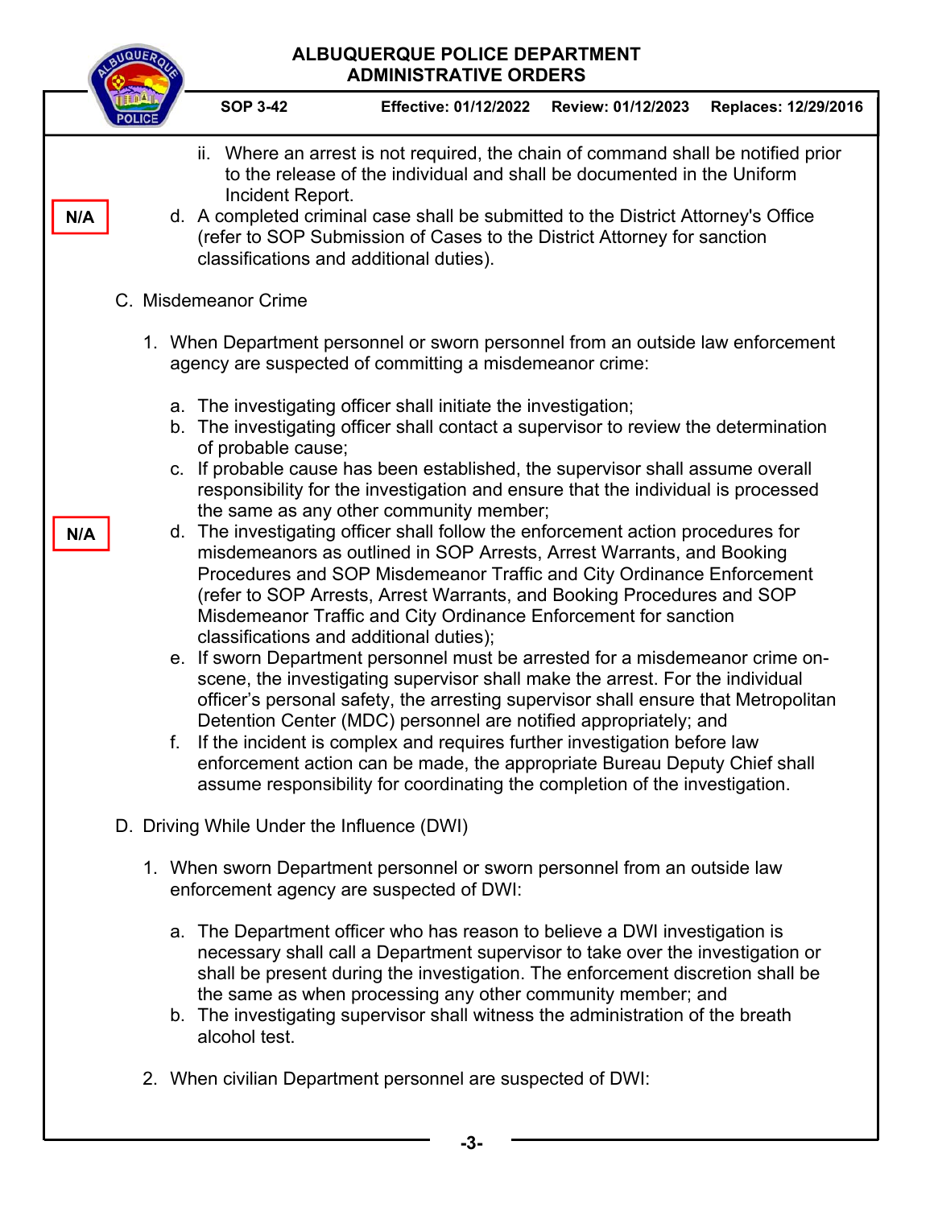ii. Where an arrest is not required, the chain of command shall be notified prior to the release of the individual and shall be documented in the Uniform Incident Report.

N/A

d. A completed criminal case shall be submitted to the District Attorney's Office (refer to SOP Submission of Cases to the District Attorney for sanction classifications and additional duties).

C. Misdemeanor Crime

1. When Department personnel or sworn personnel from an outside law enforcement agency are suspected of committing a misdemeanor crime:

   a. The investigating officer shall initiate the investigation;
   b. The investigating officer shall contact a supervisor to review the determination of probable cause;
   c. If probable cause has been established, the supervisor shall assume overall responsibility for the investigation and ensure that the individual is processed the same as any other community member;

N/A

   d. The investigating officer shall follow the enforcement action procedures for misdemeanors as outlined in SOP Arrests, Arrest Warrants, and Booking Procedures and SOP Misdemeanor Traffic and City Ordinance Enforcement (refer to SOP Arrests, Arrest Warrants, and Booking Procedures and SOP Misdemeanor Traffic and City Ordinance Enforcement for sanction classifications and additional duties);
   e. If sworn Department personnel must be arrested for a misdemeanor crime on-scene, the investigating supervisor shall make the arrest. For the individual officer's personal safety, the arresting supervisor shall ensure that Metropolitan Detention Center (MDC) personnel are notified appropriately; and
   f. If the incident is complex and requires further investigation before law enforcement action can be made, the appropriate Bureau Deputy Chief shall assume responsibility for coordinating the completion of the investigation.

D. Driving While Under the Influence (DWI)

1. When sworn Department personnel or sworn personnel from an outside law enforcement agency are suspected of DWI:

   a. The Department officer who has reason to believe a DWI investigation is necessary shall call a Department supervisor to take over the investigation or shall be present during the investigation. The enforcement discretion shall be the same as when processing any other community member; and
   b. The investigating supervisor shall witness the administration of the breath alcohol test.

2. When civilian Department personnel are suspected of DWI: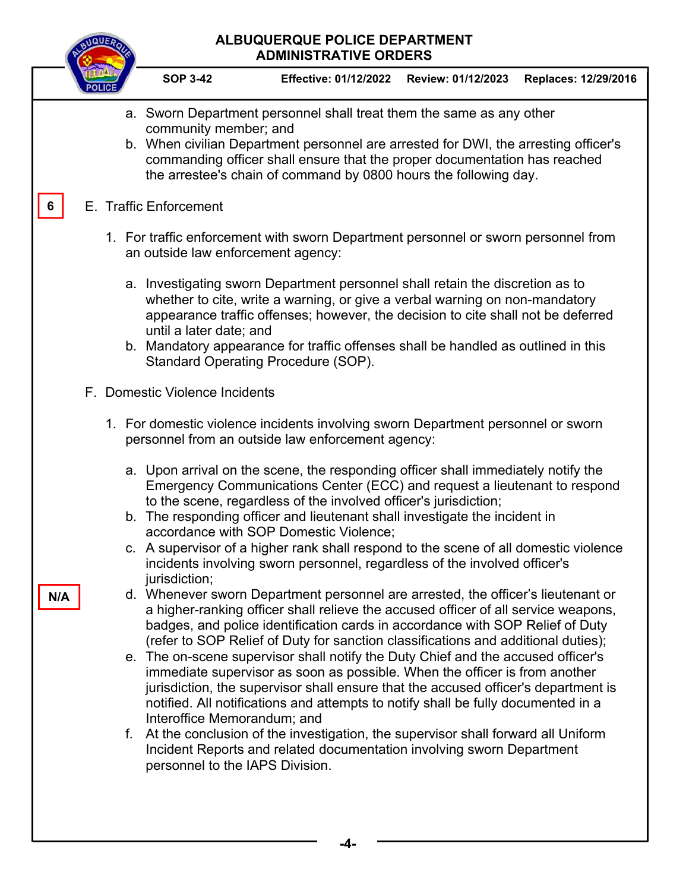a. Sworn Department personnel shall treat them the same as any other community member; and
b. When civilian Department personnel are arrested for DWI, the arresting officer's commanding officer shall ensure that the proper documentation has reached the arrestee's chain of command by 0800 hours the following day.

6

E. Traffic Enforcement

1. For traffic enforcement with sworn Department personnel or sworn personnel from an outside law enforcement agency:

   a. Investigating sworn Department personnel shall retain the discretion as to whether to cite, write a warning, or give a verbal warning on non-mandatory appearance traffic offenses; however, the decision to cite shall not be deferred until a later date; and
   b. Mandatory appearance for traffic offenses shall be handled as outlined in this Standard Operating Procedure (SOP).

F. Domestic Violence Incidents

1. For domestic violence incidents involving sworn Department personnel or sworn personnel from an outside law enforcement agency:

   a. Upon arrival on the scene, the responding officer shall immediately notify the Emergency Communications Center (ECC) and request a lieutenant to respond to the scene, regardless of the involved officer's jurisdiction;
   b. The responding officer and lieutenant shall investigate the incident in accordance with SOP Domestic Violence;
   c. A supervisor of a higher rank shall respond to the scene of all domestic violence incidents involving sworn personnel, regardless of the involved officer's jurisdiction;

N/A

   d. Whenever sworn Department personnel are arrested, the officer's lieutenant or a higher-ranking officer shall relieve the accused officer of all service weapons, badges, and police identification cards in accordance with SOP Relief of Duty (refer to SOP Relief of Duty for sanction classifications and additional duties);
   e. The on-scene supervisor shall notify the Duty Chief and the accused officer's immediate supervisor as soon as possible. When the officer is from another jurisdiction, the supervisor shall ensure that the accused officer's department is notified. All notifications and attempts to notify shall be fully documented in a Interoffice Memorandum; and
   f. At the conclusion of the investigation, the supervisor shall forward all Uniform Incident Reports and related documentation involving sworn Department personnel to the IAPS Division.